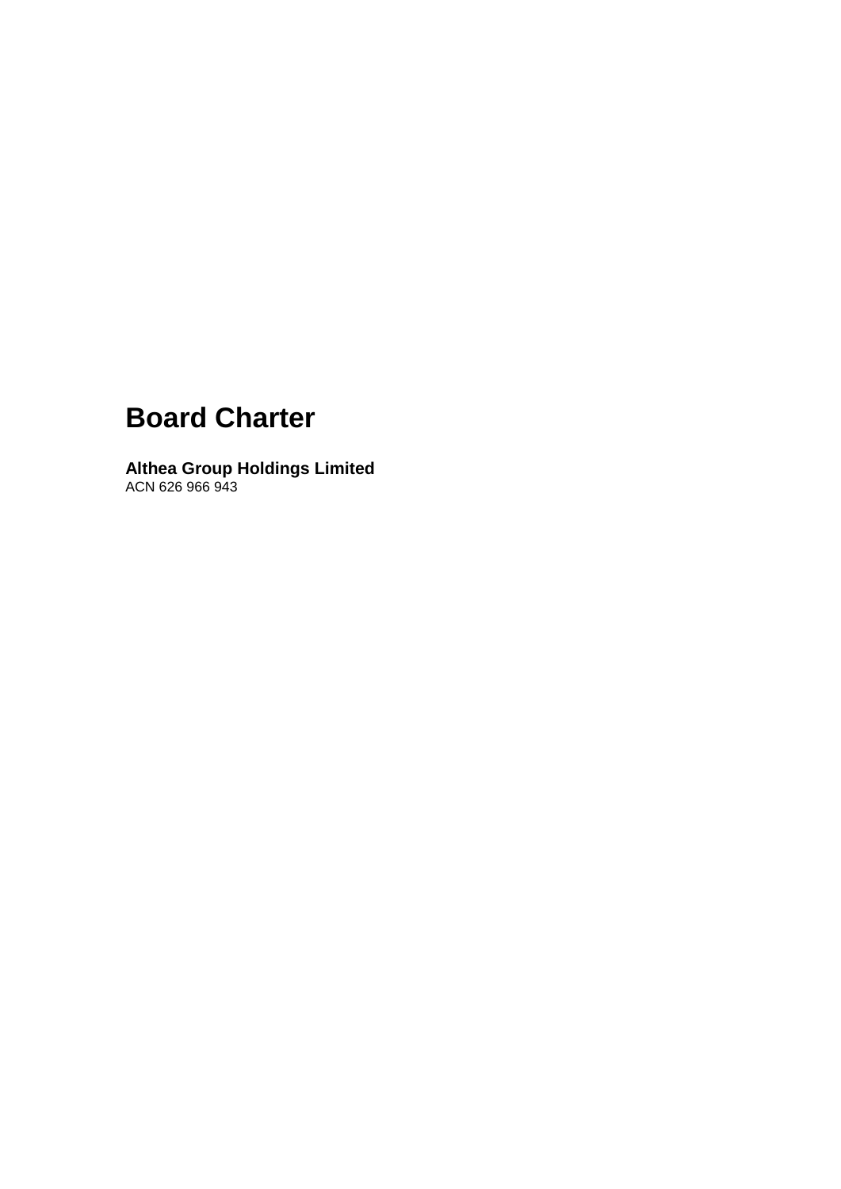# Board Charter

**Althea Group Holdings Limited**
ACN 626 966 943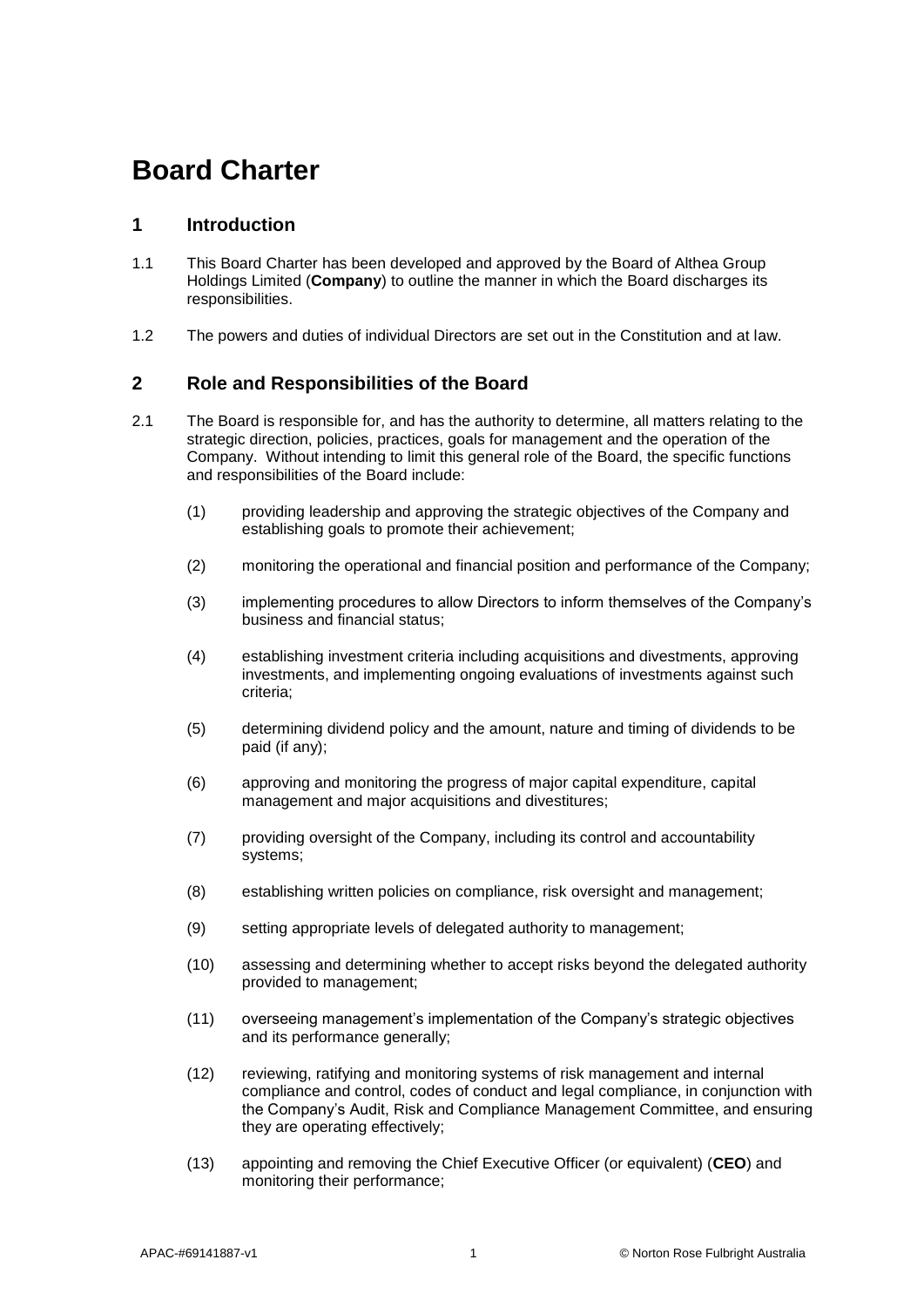# Board Charter

## 1 Introduction

1.1 This Board Charter has been developed and approved by the Board of Althea Group Holdings Limited (**Company**) to outline the manner in which the Board discharges its responsibilities.

1.2 The powers and duties of individual Directors are set out in the Constitution and at law.

## 2 Role and Responsibilities of the Board

2.1 The Board is responsible for, and has the authority to determine, all matters relating to the strategic direction, policies, practices, goals for management and the operation of the Company. Without intending to limit this general role of the Board, the specific functions and responsibilities of the Board include:

(1) providing leadership and approving the strategic objectives of the Company and establishing goals to promote their achievement;

(2) monitoring the operational and financial position and performance of the Company;

(3) implementing procedures to allow Directors to inform themselves of the Company's business and financial status;

(4) establishing investment criteria including acquisitions and divestments, approving investments, and implementing ongoing evaluations of investments against such criteria;

(5) determining dividend policy and the amount, nature and timing of dividends to be paid (if any);

(6) approving and monitoring the progress of major capital expenditure, capital management and major acquisitions and divestitures;

(7) providing oversight of the Company, including its control and accountability systems;

(8) establishing written policies on compliance, risk oversight and management;

(9) setting appropriate levels of delegated authority to management;

(10) assessing and determining whether to accept risks beyond the delegated authority provided to management;

(11) overseeing management's implementation of the Company's strategic objectives and its performance generally;

(12) reviewing, ratifying and monitoring systems of risk management and internal compliance and control, codes of conduct and legal compliance, in conjunction with the Company's Audit, Risk and Compliance Management Committee, and ensuring they are operating effectively;

(13) appointing and removing the Chief Executive Officer (or equivalent) (**CEO**) and monitoring their performance;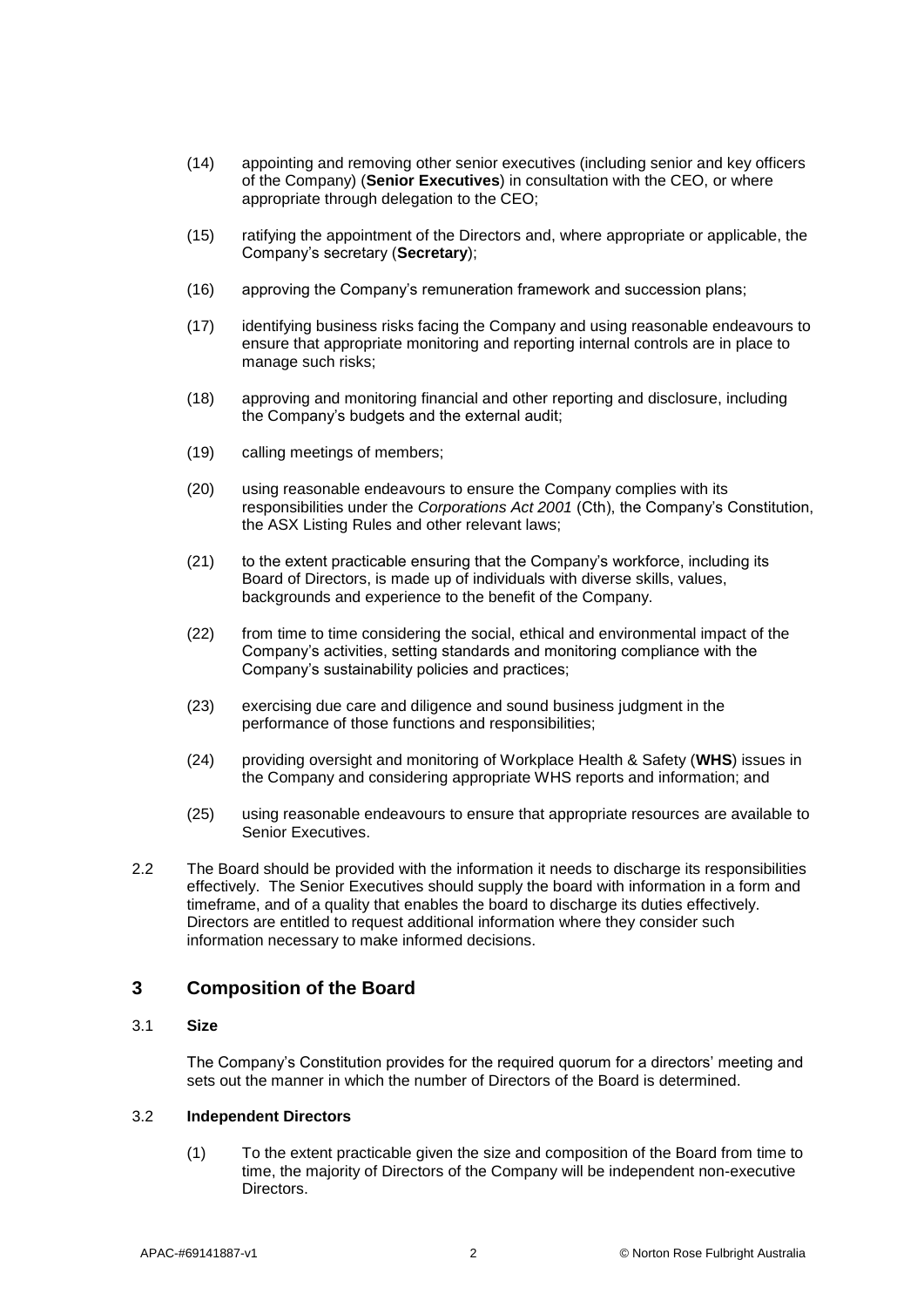(14) appointing and removing other senior executives (including senior and key officers of the Company) (**Senior Executives**) in consultation with the CEO, or where appropriate through delegation to the CEO;

(15) ratifying the appointment of the Directors and, where appropriate or applicable, the Company's secretary (**Secretary**);

(16) approving the Company's remuneration framework and succession plans;

(17) identifying business risks facing the Company and using reasonable endeavours to ensure that appropriate monitoring and reporting internal controls are in place to manage such risks;

(18) approving and monitoring financial and other reporting and disclosure, including the Company's budgets and the external audit;

(19) calling meetings of members;

(20) using reasonable endeavours to ensure the Company complies with its responsibilities under the *Corporations Act 2001* (Cth), the Company's Constitution, the ASX Listing Rules and other relevant laws;

(21) to the extent practicable ensuring that the Company's workforce, including its Board of Directors, is made up of individuals with diverse skills, values, backgrounds and experience to the benefit of the Company.

(22) from time to time considering the social, ethical and environmental impact of the Company's activities, setting standards and monitoring compliance with the Company's sustainability policies and practices;

(23) exercising due care and diligence and sound business judgment in the performance of those functions and responsibilities;

(24) providing oversight and monitoring of Workplace Health & Safety (**WHS**) issues in the Company and considering appropriate WHS reports and information; and

(25) using reasonable endeavours to ensure that appropriate resources are available to Senior Executives.

2.2 The Board should be provided with the information it needs to discharge its responsibilities effectively. The Senior Executives should supply the board with information in a form and timeframe, and of a quality that enables the board to discharge its duties effectively. Directors are entitled to request additional information where they consider such information necessary to make informed decisions.

## 3 Composition of the Board

### 3.1 Size

The Company's Constitution provides for the required quorum for a directors' meeting and sets out the manner in which the number of Directors of the Board is determined.

### 3.2 Independent Directors

(1) To the extent practicable given the size and composition of the Board from time to time, the majority of Directors of the Company will be independent non-executive Directors.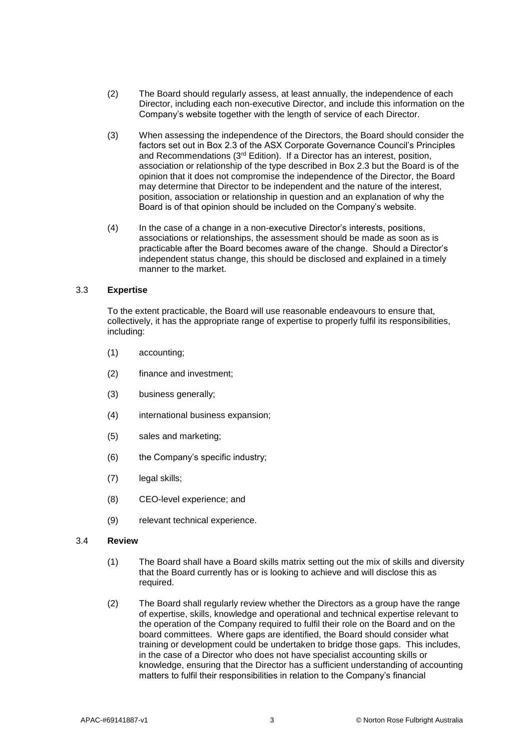(2) The Board should regularly assess, at least annually, the independence of each Director, including each non-executive Director, and include this information on the Company's website together with the length of service of each Director.

(3) When assessing the independence of the Directors, the Board should consider the factors set out in Box 2.3 of the ASX Corporate Governance Council's Principles and Recommendations (3rd Edition). If a Director has an interest, position, association or relationship of the type described in Box 2.3 but the Board is of the opinion that it does not compromise the independence of the Director, the Board may determine that Director to be independent and the nature of the interest, position, association or relationship in question and an explanation of why the Board is of that opinion should be included on the Company's website.

(4) In the case of a change in a non-executive Director's interests, positions, associations or relationships, the assessment should be made as soon as is practicable after the Board becomes aware of the change. Should a Director's independent status change, this should be disclosed and explained in a timely manner to the market.

3.3 **Expertise**

To the extent practicable, the Board will use reasonable endeavours to ensure that, collectively, it has the appropriate range of expertise to properly fulfil its responsibilities, including:

(1) accounting;

(2) finance and investment;

(3) business generally;

(4) international business expansion;

(5) sales and marketing;

(6) the Company's specific industry;

(7) legal skills;

(8) CEO-level experience; and

(9) relevant technical experience.

3.4 **Review**

(1) The Board shall have a Board skills matrix setting out the mix of skills and diversity that the Board currently has or is looking to achieve and will disclose this as required.

(2) The Board shall regularly review whether the Directors as a group have the range of expertise, skills, knowledge and operational and technical expertise relevant to the operation of the Company required to fulfil their role on the Board and on the board committees. Where gaps are identified, the Board should consider what training or development could be undertaken to bridge those gaps. This includes, in the case of a Director who does not have specialist accounting skills or knowledge, ensuring that the Director has a sufficient understanding of accounting matters to fulfil their responsibilities in relation to the Company's financial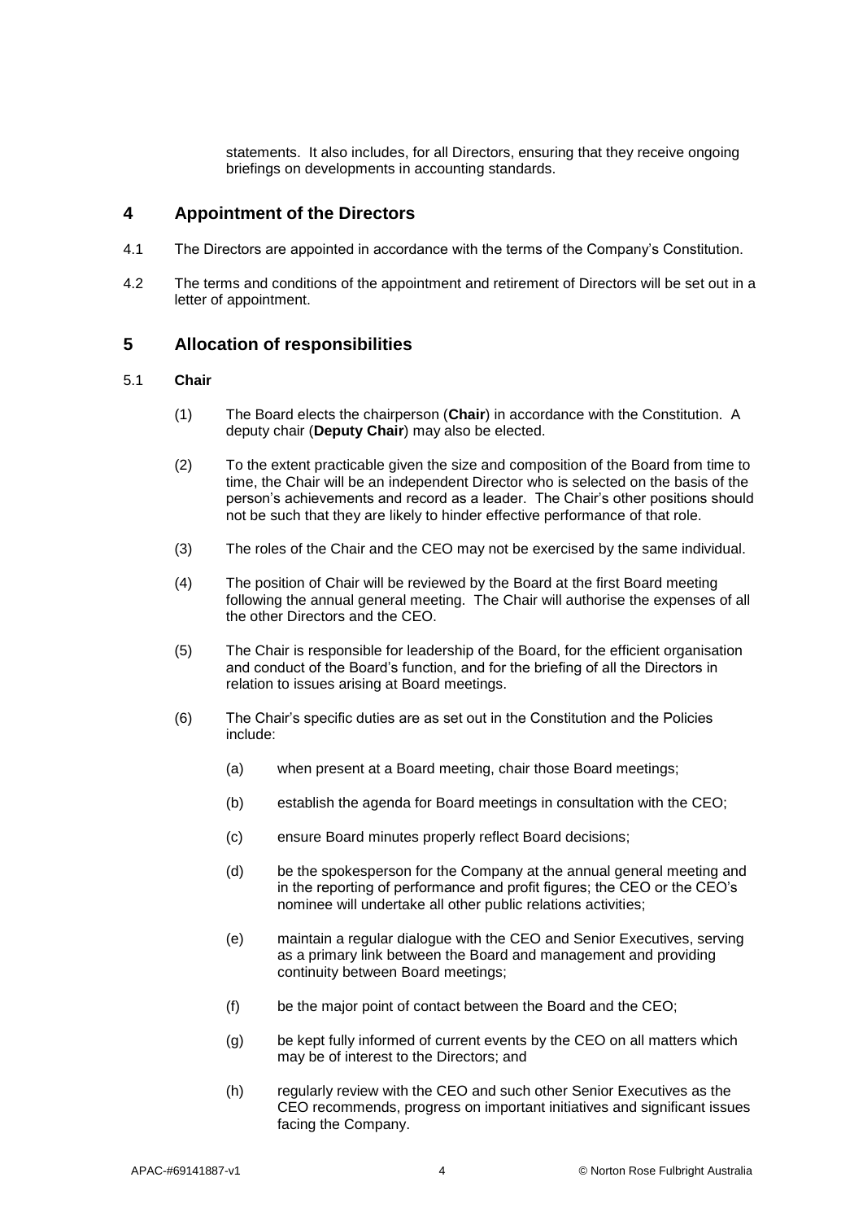statements. It also includes, for all Directors, ensuring that they receive ongoing briefings on developments in accounting standards.

## 4 Appointment of the Directors

4.1 The Directors are appointed in accordance with the terms of the Company's Constitution.

4.2 The terms and conditions of the appointment and retirement of Directors will be set out in a letter of appointment.

## 5 Allocation of responsibilities

### 5.1 Chair

(1) The Board elects the chairperson (**Chair**) in accordance with the Constitution. A deputy chair (**Deputy Chair**) may also be elected.

(2) To the extent practicable given the size and composition of the Board from time to time, the Chair will be an independent Director who is selected on the basis of the person's achievements and record as a leader. The Chair's other positions should not be such that they are likely to hinder effective performance of that role.

(3) The roles of the Chair and the CEO may not be exercised by the same individual.

(4) The position of Chair will be reviewed by the Board at the first Board meeting following the annual general meeting. The Chair will authorise the expenses of all the other Directors and the CEO.

(5) The Chair is responsible for leadership of the Board, for the efficient organisation and conduct of the Board's function, and for the briefing of all the Directors in relation to issues arising at Board meetings.

(6) The Chair's specific duties are as set out in the Constitution and the Policies include:

(a) when present at a Board meeting, chair those Board meetings;

(b) establish the agenda for Board meetings in consultation with the CEO;

(c) ensure Board minutes properly reflect Board decisions;

(d) be the spokesperson for the Company at the annual general meeting and in the reporting of performance and profit figures; the CEO or the CEO's nominee will undertake all other public relations activities;

(e) maintain a regular dialogue with the CEO and Senior Executives, serving as a primary link between the Board and management and providing continuity between Board meetings;

(f) be the major point of contact between the Board and the CEO;

(g) be kept fully informed of current events by the CEO on all matters which may be of interest to the Directors; and

(h) regularly review with the CEO and such other Senior Executives as the CEO recommends, progress on important initiatives and significant issues facing the Company.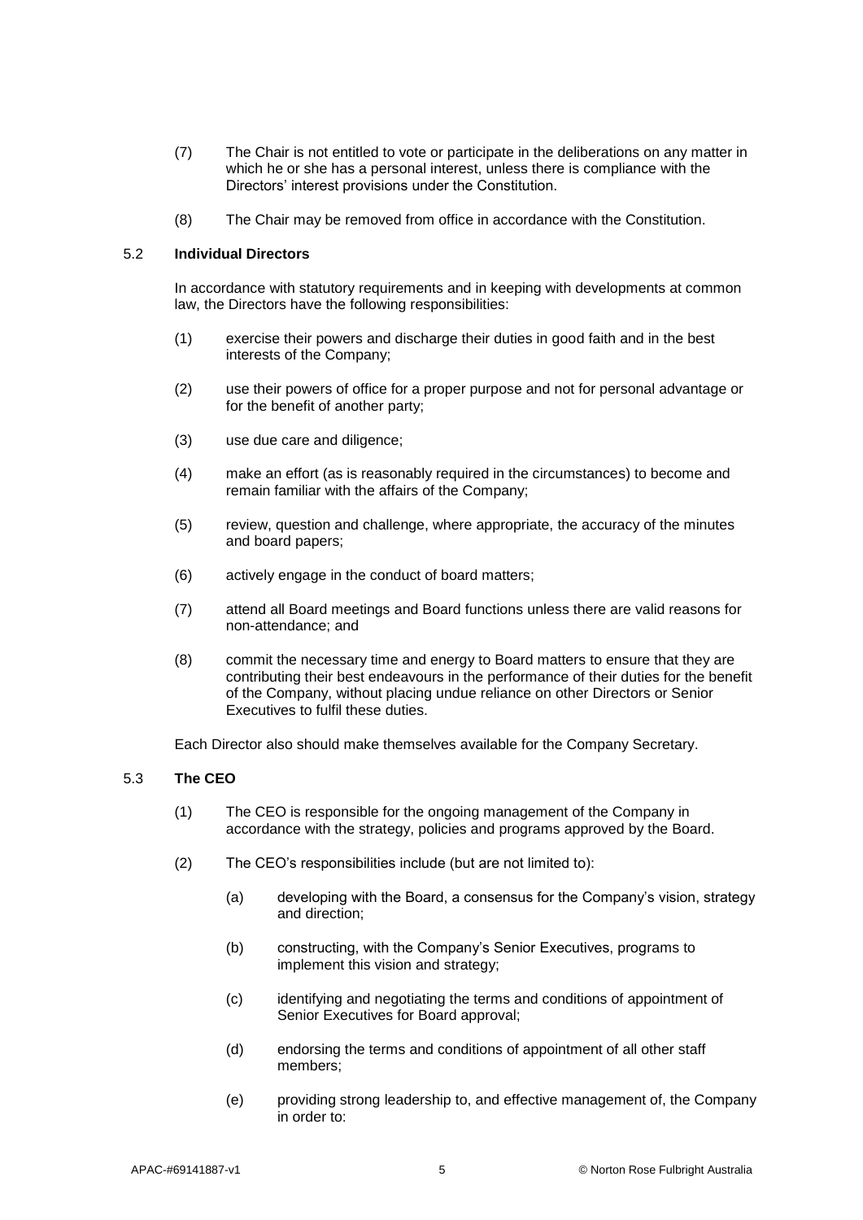(7) The Chair is not entitled to vote or participate in the deliberations on any matter in which he or she has a personal interest, unless there is compliance with the Directors' interest provisions under the Constitution.

(8) The Chair may be removed from office in accordance with the Constitution.

### 5.2 Individual Directors

In accordance with statutory requirements and in keeping with developments at common law, the Directors have the following responsibilities:

(1) exercise their powers and discharge their duties in good faith and in the best interests of the Company;

(2) use their powers of office for a proper purpose and not for personal advantage or for the benefit of another party;

(3) use due care and diligence;

(4) make an effort (as is reasonably required in the circumstances) to become and remain familiar with the affairs of the Company;

(5) review, question and challenge, where appropriate, the accuracy of the minutes and board papers;

(6) actively engage in the conduct of board matters;

(7) attend all Board meetings and Board functions unless there are valid reasons for non-attendance; and

(8) commit the necessary time and energy to Board matters to ensure that they are contributing their best endeavours in the performance of their duties for the benefit of the Company, without placing undue reliance on other Directors or Senior Executives to fulfil these duties.

Each Director also should make themselves available for the Company Secretary.

### 5.3 The CEO

(1) The CEO is responsible for the ongoing management of the Company in accordance with the strategy, policies and programs approved by the Board.

(2) The CEO's responsibilities include (but are not limited to):

(a) developing with the Board, a consensus for the Company's vision, strategy and direction;

(b) constructing, with the Company's Senior Executives, programs to implement this vision and strategy;

(c) identifying and negotiating the terms and conditions of appointment of Senior Executives for Board approval;

(d) endorsing the terms and conditions of appointment of all other staff members;

(e) providing strong leadership to, and effective management of, the Company in order to: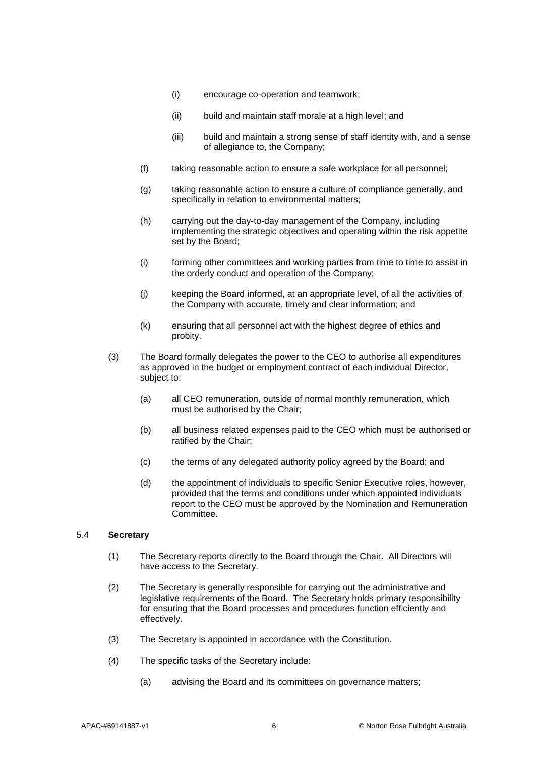- (i) encourage co-operation and teamwork;
    - (ii) build and maintain staff morale at a high level; and
    - (iii) build and maintain a strong sense of staff identity with, and a sense of allegiance to, the Company;
  - (f) taking reasonable action to ensure a safe workplace for all personnel;
  - (g) taking reasonable action to ensure a culture of compliance generally, and specifically in relation to environmental matters;
  - (h) carrying out the day-to-day management of the Company, including implementing the strategic objectives and operating within the risk appetite set by the Board;
  - (i) forming other committees and working parties from time to time to assist in the orderly conduct and operation of the Company;
  - (j) keeping the Board informed, at an appropriate level, of all the activities of the Company with accurate, timely and clear information; and
  - (k) ensuring that all personnel act with the highest degree of ethics and probity.

- (3) The Board formally delegates the power to the CEO to authorise all expenditures as approved in the budget or employment contract of each individual Director, subject to:
  - (a) all CEO remuneration, outside of normal monthly remuneration, which must be authorised by the Chair;
  - (b) all business related expenses paid to the CEO which must be authorised or ratified by the Chair;
  - (c) the terms of any delegated authority policy agreed by the Board; and
  - (d) the appointment of individuals to specific Senior Executive roles, however, provided that the terms and conditions under which appointed individuals report to the CEO must be approved by the Nomination and Remuneration Committee.

### 5.4 **Secretary**

- (1) The Secretary reports directly to the Board through the Chair. All Directors will have access to the Secretary.
- (2) The Secretary is generally responsible for carrying out the administrative and legislative requirements of the Board. The Secretary holds primary responsibility for ensuring that the Board processes and procedures function efficiently and effectively.
- (3) The Secretary is appointed in accordance with the Constitution.
- (4) The specific tasks of the Secretary include:
  - (a) advising the Board and its committees on governance matters;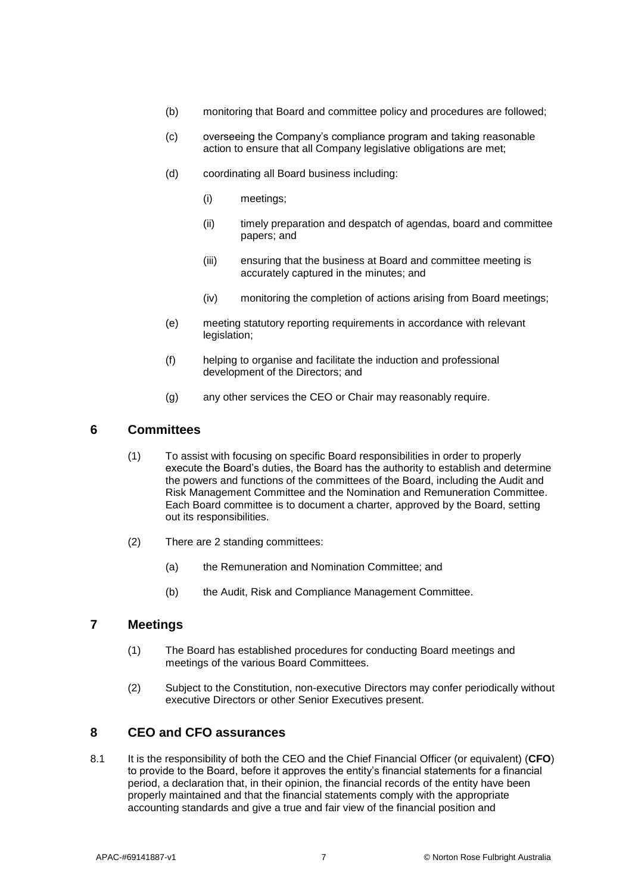(b) monitoring that Board and committee policy and procedures are followed;

(c) overseeing the Company's compliance program and taking reasonable action to ensure that all Company legislative obligations are met;

(d) coordinating all Board business including:

  (i) meetings;

  (ii) timely preparation and despatch of agendas, board and committee papers; and

  (iii) ensuring that the business at Board and committee meeting is accurately captured in the minutes; and

  (iv) monitoring the completion of actions arising from Board meetings;

(e) meeting statutory reporting requirements in accordance with relevant legislation;

(f) helping to organise and facilitate the induction and professional development of the Directors; and

(g) any other services the CEO or Chair may reasonably require.

## 6 Committees

(1) To assist with focusing on specific Board responsibilities in order to properly execute the Board's duties, the Board has the authority to establish and determine the powers and functions of the committees of the Board, including the Audit and Risk Management Committee and the Nomination and Remuneration Committee. Each Board committee is to document a charter, approved by the Board, setting out its responsibilities.

(2) There are 2 standing committees:

  (a) the Remuneration and Nomination Committee; and

  (b) the Audit, Risk and Compliance Management Committee.

## 7 Meetings

(1) The Board has established procedures for conducting Board meetings and meetings of the various Board Committees.

(2) Subject to the Constitution, non-executive Directors may confer periodically without executive Directors or other Senior Executives present.

## 8 CEO and CFO assurances

8.1 It is the responsibility of both the CEO and the Chief Financial Officer (or equivalent) (**CFO**) to provide to the Board, before it approves the entity's financial statements for a financial period, a declaration that, in their opinion, the financial records of the entity have been properly maintained and that the financial statements comply with the appropriate accounting standards and give a true and fair view of the financial position and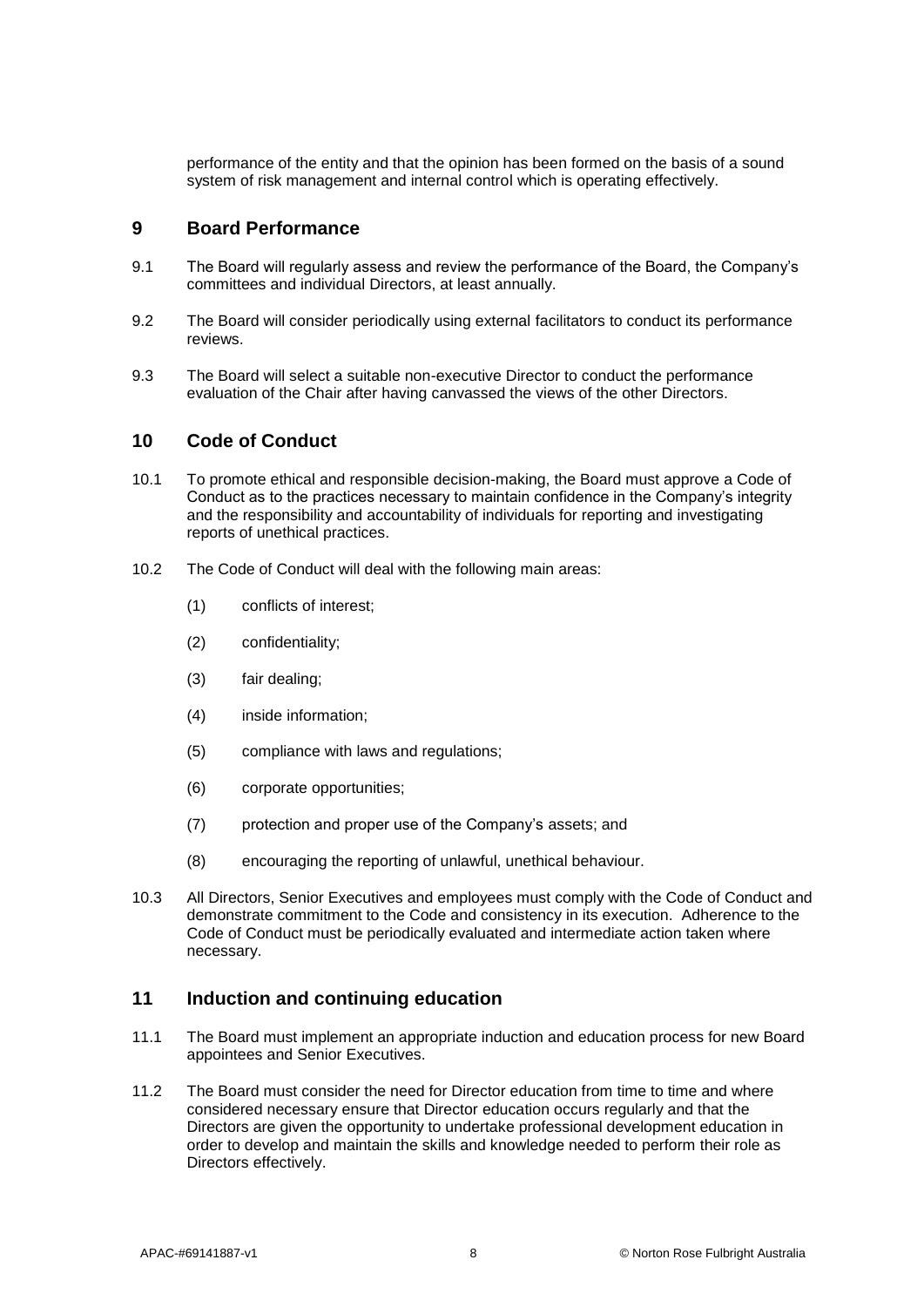performance of the entity and that the opinion has been formed on the basis of a sound system of risk management and internal control which is operating effectively.

## 9 Board Performance

9.1 The Board will regularly assess and review the performance of the Board, the Company's committees and individual Directors, at least annually.

9.2 The Board will consider periodically using external facilitators to conduct its performance reviews.

9.3 The Board will select a suitable non-executive Director to conduct the performance evaluation of the Chair after having canvassed the views of the other Directors.

## 10 Code of Conduct

10.1 To promote ethical and responsible decision-making, the Board must approve a Code of Conduct as to the practices necessary to maintain confidence in the Company's integrity and the responsibility and accountability of individuals for reporting and investigating reports of unethical practices.

10.2 The Code of Conduct will deal with the following main areas:

(1) conflicts of interest;

(2) confidentiality;

(3) fair dealing;

(4) inside information;

(5) compliance with laws and regulations;

(6) corporate opportunities;

(7) protection and proper use of the Company's assets; and

(8) encouraging the reporting of unlawful, unethical behaviour.

10.3 All Directors, Senior Executives and employees must comply with the Code of Conduct and demonstrate commitment to the Code and consistency in its execution. Adherence to the Code of Conduct must be periodically evaluated and intermediate action taken where necessary.

## 11 Induction and continuing education

11.1 The Board must implement an appropriate induction and education process for new Board appointees and Senior Executives.

11.2 The Board must consider the need for Director education from time to time and where considered necessary ensure that Director education occurs regularly and that the Directors are given the opportunity to undertake professional development education in order to develop and maintain the skills and knowledge needed to perform their role as Directors effectively.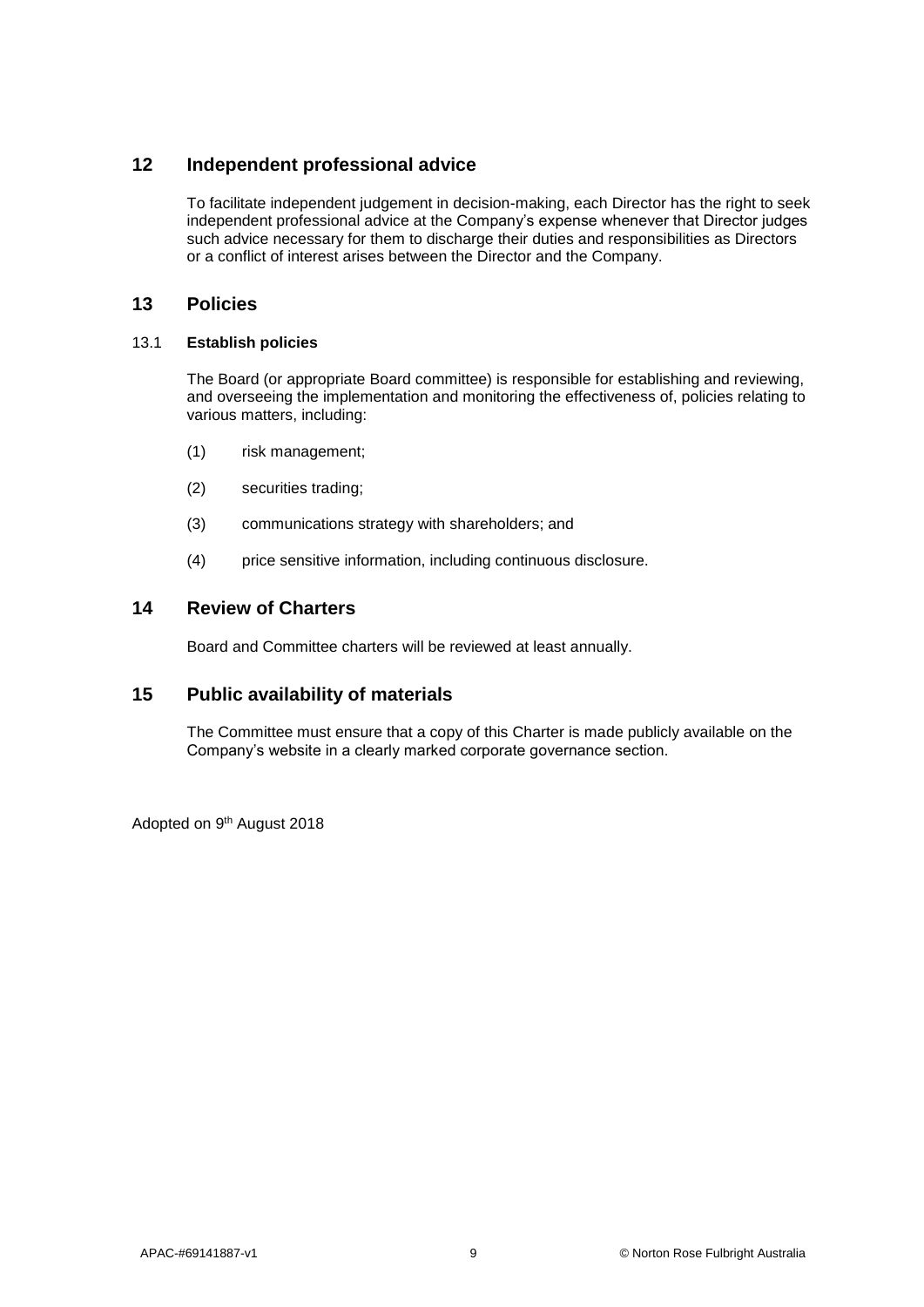## 12 Independent professional advice

To facilitate independent judgement in decision-making, each Director has the right to seek independent professional advice at the Company's expense whenever that Director judges such advice necessary for them to discharge their duties and responsibilities as Directors or a conflict of interest arises between the Director and the Company.

## 13 Policies

### 13.1 Establish policies

The Board (or appropriate Board committee) is responsible for establishing and reviewing, and overseeing the implementation and monitoring the effectiveness of, policies relating to various matters, including:

(1) risk management;

(2) securities trading;

(3) communications strategy with shareholders; and

(4) price sensitive information, including continuous disclosure.

## 14 Review of Charters

Board and Committee charters will be reviewed at least annually.

## 15 Public availability of materials

The Committee must ensure that a copy of this Charter is made publicly available on the Company's website in a clearly marked corporate governance section.

Adopted on 9th August 2018